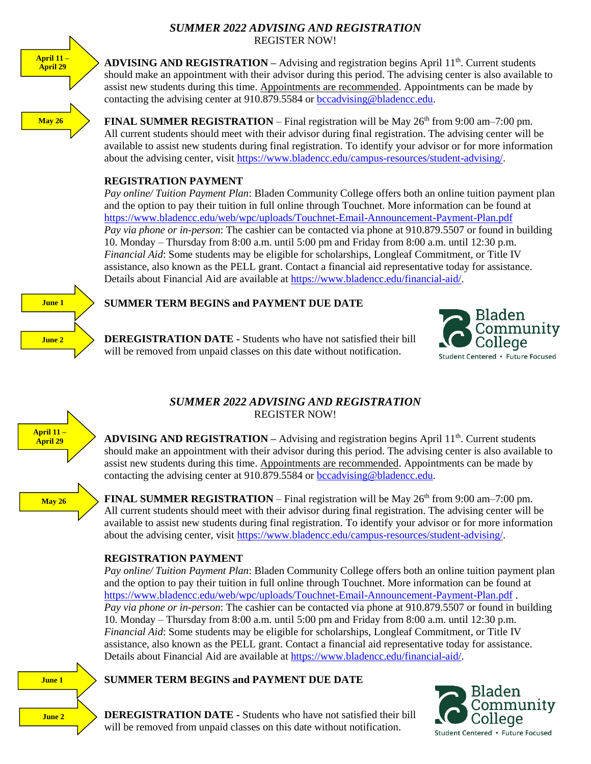## *SUMMER 2022 ADVISING AND REGISTRATION*

REGISTER NOW!

**April 11 – April 29**

**ADVISING AND REGISTRATION –** Advising and registration begins April 11th. Current students should make an appointment with their advisor during this period. The advising center is also available to assist new students during this time. Appointments are recommended. Appointments can be made by contacting the advising center at 910.879.5584 or bccadvising@bladencc.edu.

**May 26**

**FINAL SUMMER REGISTRATION** – Final registration will be May 26th from 9:00 am–7:00 pm. All current students should meet with their advisor during final registration. The advising center will be available to assist new students during final registration. To identify your advisor or for more information about the advising center, visit https://www.bladencc.edu/campus-resources/student-advising/.

**REGISTRATION PAYMENT**

*Pay online/ Tuition Payment Plan*: Bladen Community College offers both an online tuition payment plan and the option to pay their tuition in full online through Touchnet. More information can be found at https://www.bladencc.edu/web/wpc/uploads/Touchnet-Email-Announcement-Payment-Plan.pdf

*Pay via phone or in-person*: The cashier can be contacted via phone at 910.879.5507 or found in building 10. Monday – Thursday from 8:00 a.m. until 5:00 pm and Friday from 8:00 a.m. until 12:30 p.m.

*Financial Aid*: Some students may be eligible for scholarships, Longleaf Commitment, or Title IV assistance, also known as the PELL grant. Contact a financial aid representative today for assistance. Details about Financial Aid are available at https://www.bladencc.edu/financial-aid/.

**June 1**

**SUMMER TERM BEGINS and PAYMENT DUE DATE**

**June 2**

**DEREGISTRATION DATE -** Students who have not satisfied their bill will be removed from unpaid classes on this date without notification.

Bladen Community College
Student Centered • Future Focused

## *SUMMER 2022 ADVISING AND REGISTRATION*

REGISTER NOW!

**April 11 – April 29**

**ADVISING AND REGISTRATION –** Advising and registration begins April 11th. Current students should make an appointment with their advisor during this period. The advising center is also available to assist new students during this time. Appointments are recommended. Appointments can be made by contacting the advising center at 910.879.5584 or bccadvising@bladencc.edu.

**May 26**

**FINAL SUMMER REGISTRATION** – Final registration will be May 26th from 9:00 am–7:00 pm. All current students should meet with their advisor during final registration. The advising center will be available to assist new students during final registration. To identify your advisor or for more information about the advising center, visit https://www.bladencc.edu/campus-resources/student-advising/.

**REGISTRATION PAYMENT**

*Pay online/ Tuition Payment Plan*: Bladen Community College offers both an online tuition payment plan and the option to pay their tuition in full online through Touchnet. More information can be found at https://www.bladencc.edu/web/wpc/uploads/Touchnet-Email-Announcement-Payment-Plan.pdf .

*Pay via phone or in-person*: The cashier can be contacted via phone at 910.879.5507 or found in building 10. Monday – Thursday from 8:00 a.m. until 5:00 pm and Friday from 8:00 a.m. until 12:30 p.m.

*Financial Aid*: Some students may be eligible for scholarships, Longleaf Commitment, or Title IV assistance, also known as the PELL grant. Contact a financial aid representative today for assistance. Details about Financial Aid are available at https://www.bladencc.edu/financial-aid/.

**June 1**

**SUMMER TERM BEGINS and PAYMENT DUE DATE**

**June 2**

**DEREGISTRATION DATE -** Students who have not satisfied their bill will be removed from unpaid classes on this date without notification.

Bladen Community College
Student Centered • Future Focused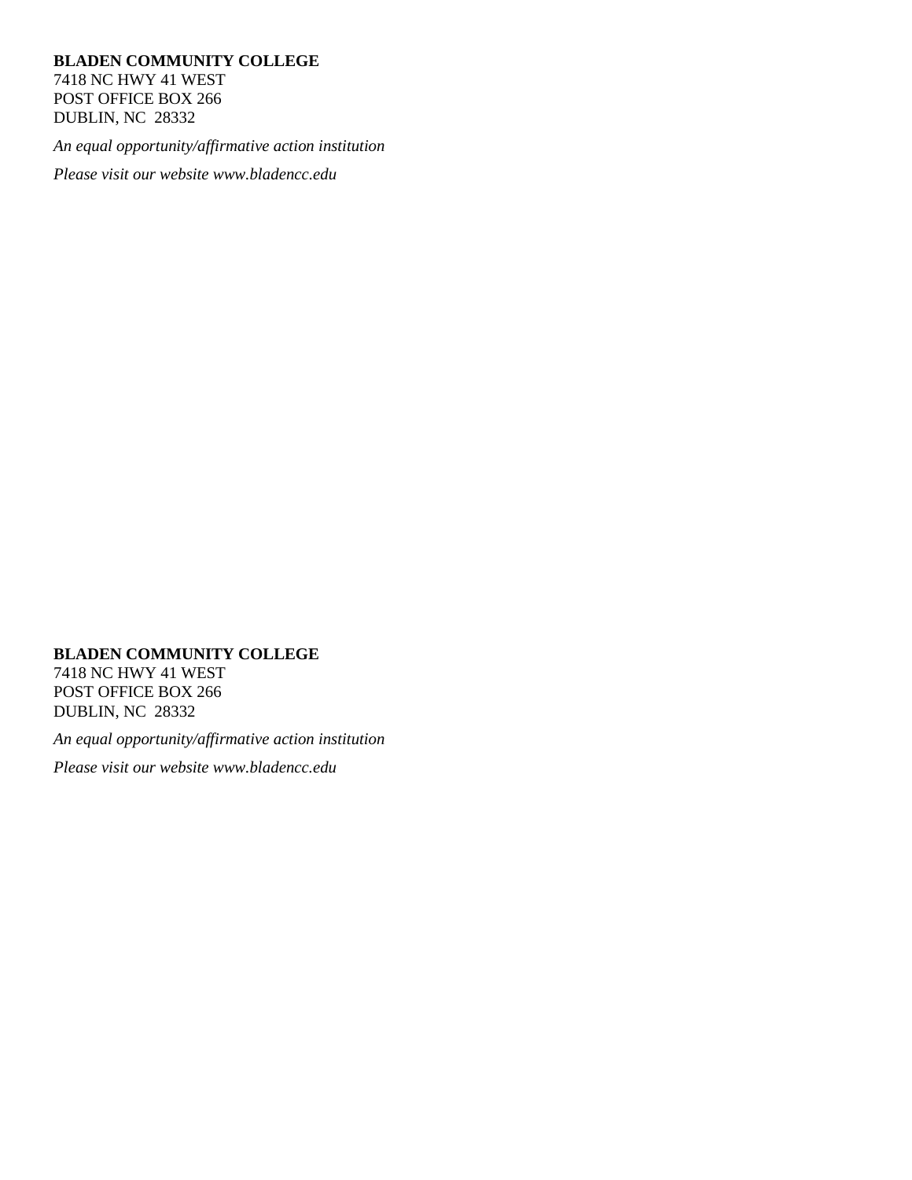**BLADEN COMMUNITY COLLEGE**
7418 NC HWY 41 WEST
POST OFFICE BOX 266
DUBLIN, NC 28332

*An equal opportunity/affirmative action institution*

*Please visit our website www.bladencc.edu*

**BLADEN COMMUNITY COLLEGE**
7418 NC HWY 41 WEST
POST OFFICE BOX 266
DUBLIN, NC 28332

*An equal opportunity/affirmative action institution*

*Please visit our website www.bladencc.edu*